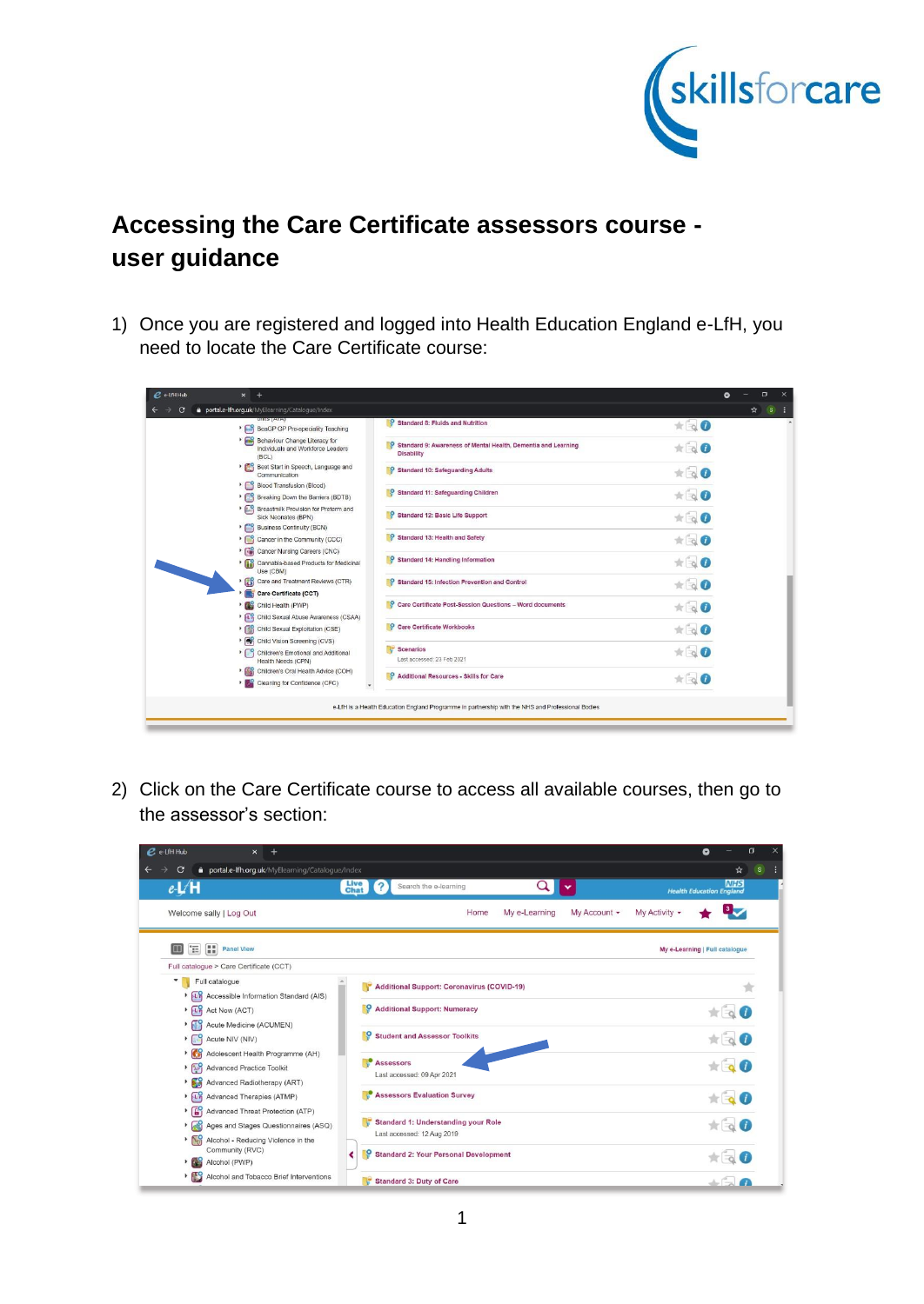# Accessing the Care Certificate assessors course - user guidance

1) Once you are registered and logged into Health Education England e-LfH, you need to locate the Care Certificate course:

2) Click on the Care Certificate course to access all available courses, then go to the assessor's section: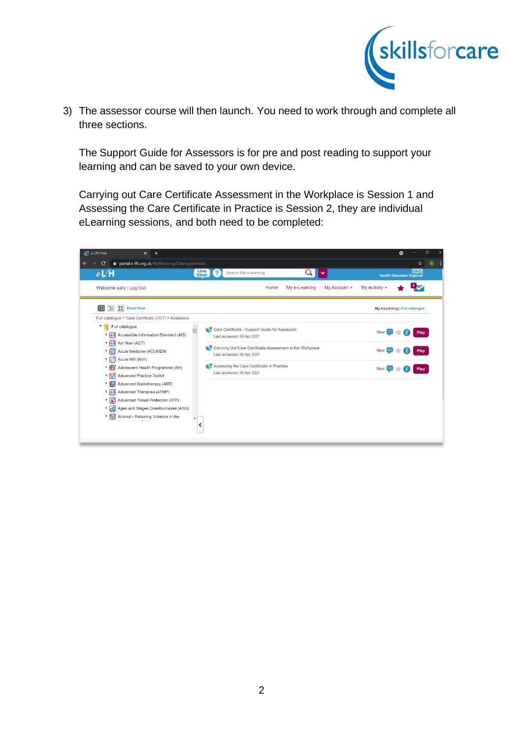3) The assessor course will then launch. You need to work through and complete all three sections.

   The Support Guide for Assessors is for pre and post reading to support your learning and can be saved to your own device.

   Carrying out Care Certificate Assessment in the Workplace is Session 1 and Assessing the Care Certificate in Practice is Session 2, they are individual eLearning sessions, and both need to be completed: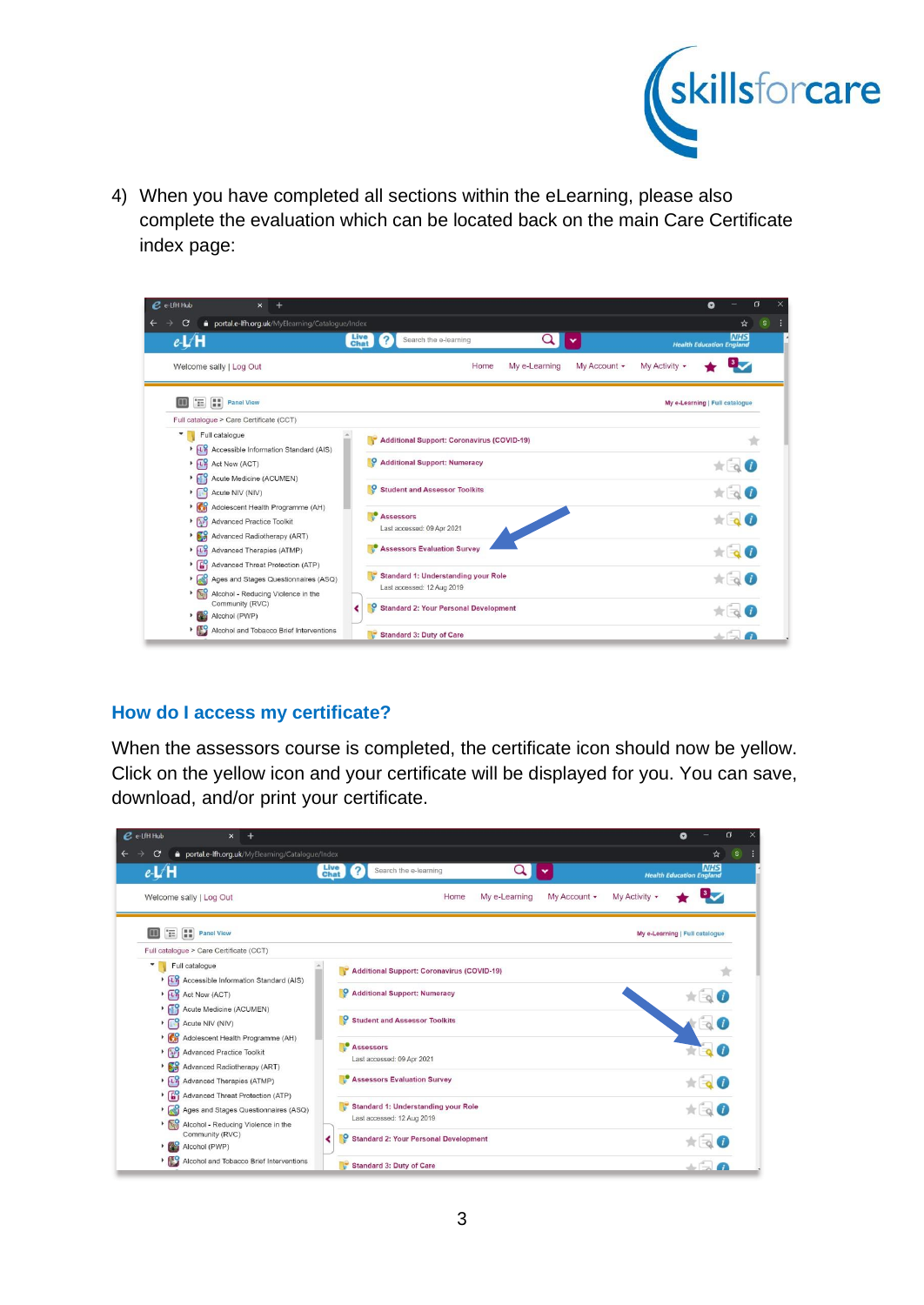4) When you have completed all sections within the eLearning, please also complete the evaluation which can be located back on the main Care Certificate index page:

## How do I access my certificate?

When the assessors course is completed, the certificate icon should now be yellow. Click on the yellow icon and your certificate will be displayed for you. You can save, download, and/or print your certificate.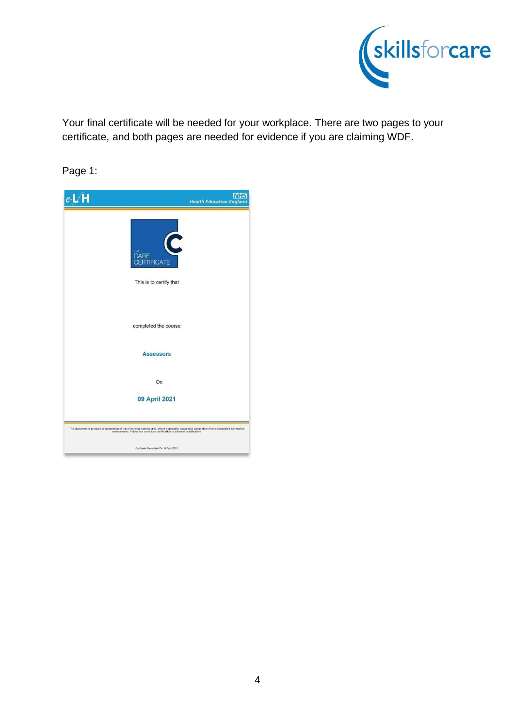Your final certificate will be needed for your workplace. There are two pages to your certificate, and both pages are needed for evidence if you are claiming WDF.

Page 1:

e-LfH

NHS
Health Education England

THE CARE CERTIFICATE

This is to certify that

completed the course

**Assessors**

On

**09 April 2021**

This document is a record of completion of the e-learning material and, where applicable, successful completion of any associated summative assessments. It does not constitute certification or a formal qualification.

Certificate Generated On 14 April 2021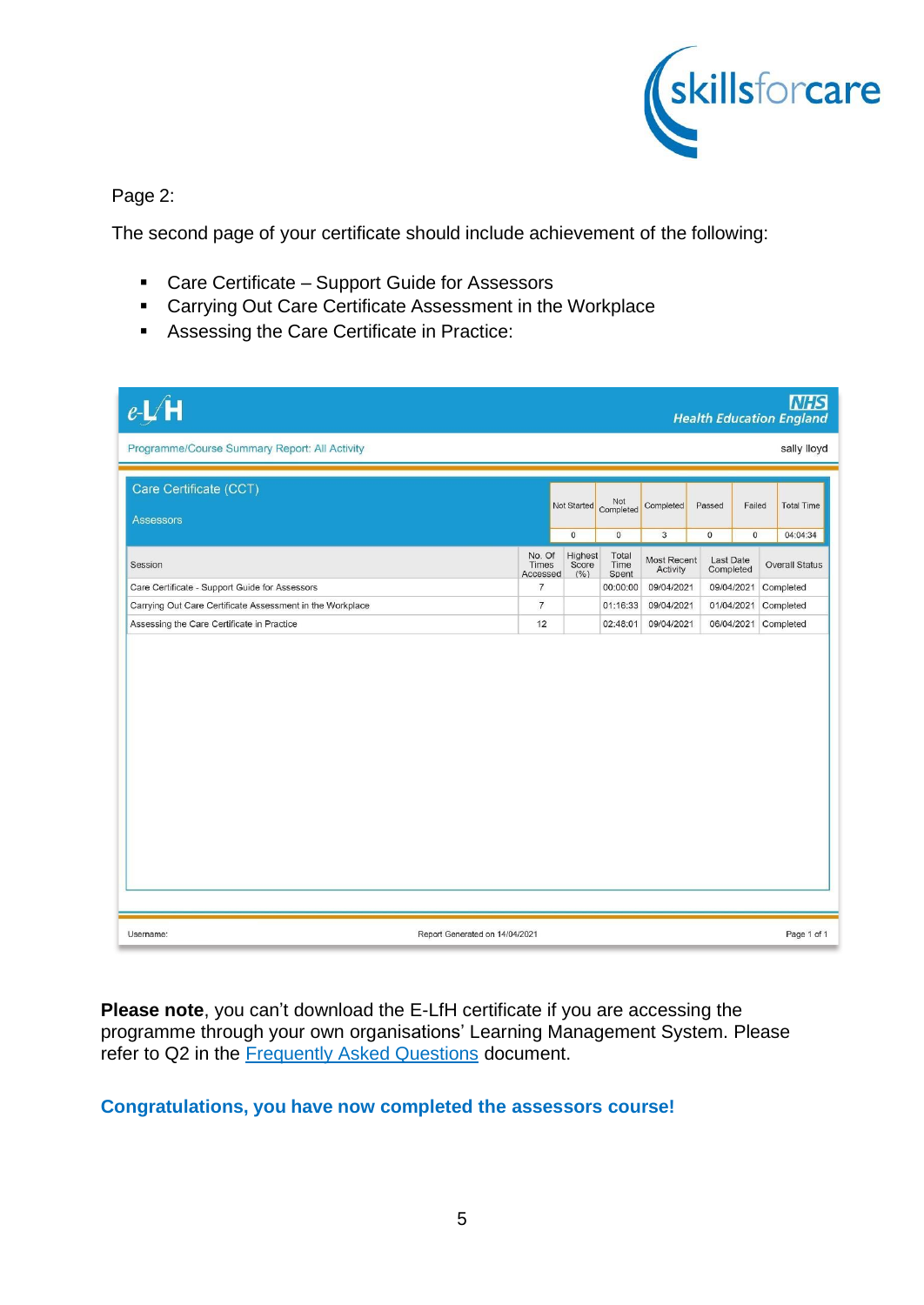Page 2:

The second page of your certificate should include achievement of the following:

- Care Certificate – Support Guide for Assessors
- Carrying Out Care Certificate Assessment in the Workplace
- Assessing the Care Certificate in Practice:

e-LfH | Health Education England

Programme/Course Summary Report: All Activity — sally lloyd

Care Certificate (CCT)

Assessors

| Not Started | Not Completed | Completed | Passed | Failed | Total Time |
|---|---|---|---|---|---|
| 0 | 0 | 3 | 0 | 0 | 04:04:34 |

| Session | No. Of Times Accessed | Highest Score (%) | Total Time Spent | Most Recent Activity | Last Date Completed | Overall Status |
|---|---|---|---|---|---|---|
| Care Certificate - Support Guide for Assessors | 7 | | 00:00:00 | 09/04/2021 | 09/04/2021 | Completed |
| Carrying Out Care Certificate Assessment in the Workplace | 7 | | 01:16:33 | 09/04/2021 | 01/04/2021 | Completed |
| Assessing the Care Certificate in Practice | 12 | | 02:48:01 | 09/04/2021 | 06/04/2021 | Completed |

Username: — Report Generated on 14/04/2021 — Page 1 of 1

**Please note**, you can't download the E-LfH certificate if you are accessing the programme through your own organisations' Learning Management System. Please refer to Q2 in the Frequently Asked Questions document.

**Congratulations, you have now completed the assessors course!**